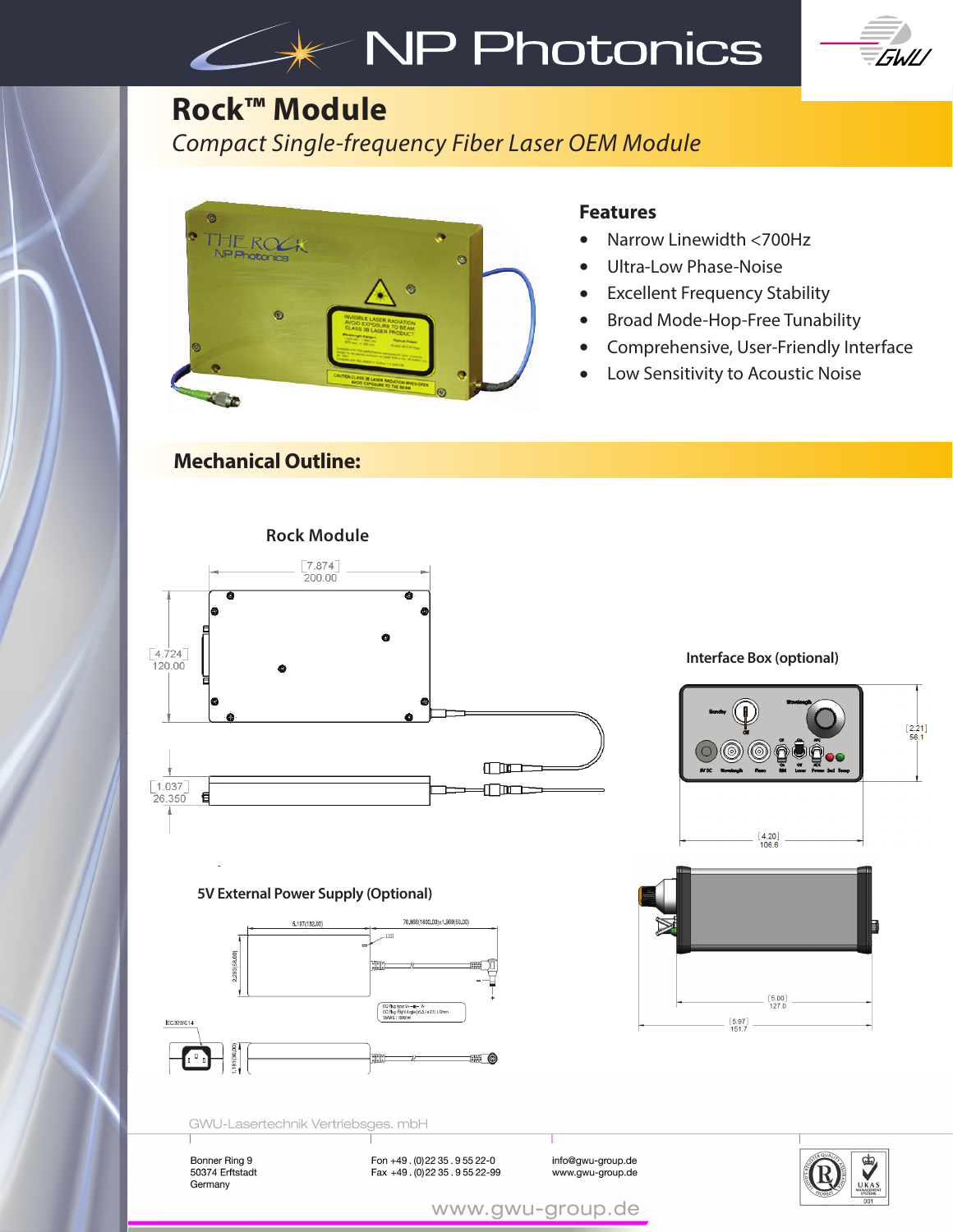# NP Photonics

## Rock™ Module

*Compact Single-frequency Fiber Laser OEM Module*

### Features

- Narrow Linewidth <700Hz
- Ultra-Low Phase-Noise
- Excellent Frequency Stability
- Broad Mode-Hop-Free Tunability
- Comprehensive, User-Friendly Interface
- Low Sensitivity to Acoustic Noise

## Mechanical Outline:

### Rock Module

[7.874]
200.00

[4.724]
120.00

[1.037]
26.350

### Interface Box (optional)

[2.21]
56.1

[4.20]
106.6

[5.00]
127.0

[5.97]
151.7

### 5V External Power Supply (Optional)

GWU-Lasertechnik Vertriebsges. mbH

Bonner Ring 9
50374 Erftstadt
Germany

Fon +49 . (0)22 35 . 9 55 22-0
Fax +49 . (0)22 35 . 9 55 22-99

info@gwu-group.de
www.gwu-group.de

www.gwu-group.de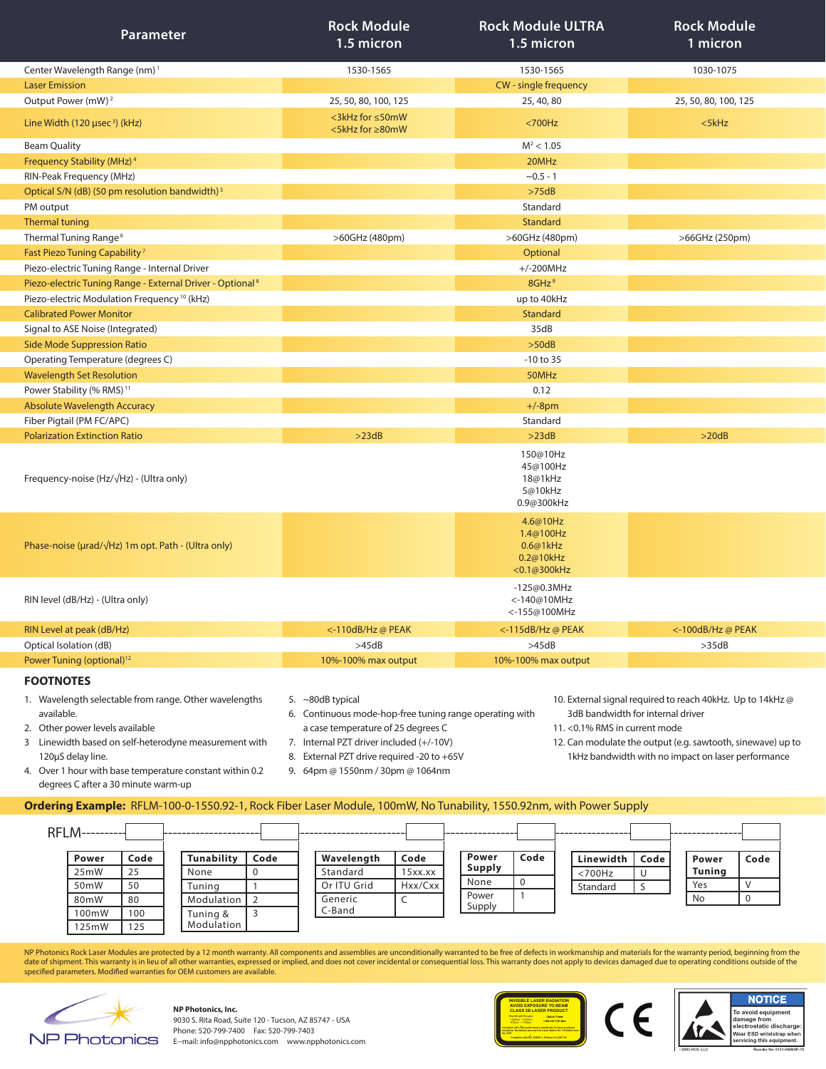| Parameter | Rock Module 1.5 micron | Rock Module ULTRA 1.5 micron | Rock Module 1 micron |
|---|---|---|---|
| Center Wavelength Range (nm) [1] | 1530-1565 | 1530-1565 | 1030-1075 |
| Laser Emission | | CW - single frequency | |
| Output Power (mW) [2] | 25, 50, 80, 100, 125 | 25, 40, 80 | 25, 50, 80, 100, 125 |
| Line Width (120 μsec [3]) (kHz) | <3kHz for ≤50mW<br><5kHz for ≥80mW | <700Hz | <5kHz |
| Beam Quality | | $M^2 < 1.05$ | |
| Frequency Stability (MHz) [4] | | 20MHz | |
| RIN-Peak Frequency (MHz) | | ~0.5 - 1 | |
| Optical S/N (dB) (50 pm resolution bandwidth) [5] | | >75dB | |
| PM output | | Standard | |
| Thermal tuning | | Standard | |
| Thermal Tuning Range [6] | >60GHz (480pm) | >60GHz (480pm) | >66GHz (250pm) |
| Fast Piezo Tuning Capability [7] | | Optional | |
| Piezo-electric Tuning Range - Internal Driver | | +/-200MHz | |
| Piezo-electric Tuning Range - External Driver - Optional [8] | | 8GHz [9] | |
| Piezo-electric Modulation Frequency [10] (kHz) | | up to 40kHz | |
| Calibrated Power Monitor | | Standard | |
| Signal to ASE Noise (Integrated) | | 35dB | |
| Side Mode Suppression Ratio | | >50dB | |
| Operating Temperature (degrees C) | | -10 to 35 | |
| Wavelength Set Resolution | | 50MHz | |
| Power Stability (% RMS) [11] | | 0.12 | |
| Absolute Wavelength Accuracy | | +/-8pm | |
| Fiber Pigtail (PM FC/APC) | | Standard | |
| Polarization Extinction Ratio | >23dB | >23dB | >20dB |
| Frequency-noise (Hz/√Hz) - (Ultra only) | | 150@10Hz<br>45@100Hz<br>18@1kHz<br>5@10kHz<br>0.9@300kHz | |
| Phase-noise (μrad/√Hz) 1m opt. Path - (Ultra only) | | 4.6@10Hz<br>1.4@100Hz<br>0.6@1kHz<br>0.2@10kHz<br><0.1@300kHz | |
| RIN level (dB/Hz) - (Ultra only) | | -125@0.3MHz<br><-140@10MHz<br><-155@100MHz | |
| RIN Level at peak (dB/Hz) | <-110dB/Hz @ PEAK | <-115dB/Hz @ PEAK | <-100dB/Hz @ PEAK |
| Optical Isolation (dB) | >45dB | >45dB | >35dB |
| Power Tuning (optional) [12] | 10%-100% max output | 10%-100% max output | |

## FOOTNOTES

1. Wavelength selectable from range. Other wavelengths available.
2. Other power levels available
3. Linewidth based on self-heterodyne measurement with 120μS delay line.
4. Over 1 hour with base temperature constant within 0.2 degrees C after a 30 minute warm-up
5. ~80dB typical
6. Continuous mode-hop-free tuning range operating with a case temperature of 25 degrees C
7. Internal PZT driver included (+/-10V)
8. External PZT drive required -20 to +65V
9. 64pm @ 1550nm / 30pm @ 1064nm
10. External signal required to reach 40kHz. Up to 14kHz @ 3dB bandwidth for internal driver
11. <0.1% RMS in current mode
12. Can modulate the output (e.g. sawtooth, sinewave) up to 1kHz bandwidth with no impact on laser performance

**Ordering Example:** RFLM-100-0-1550.92-1, Rock Fiber Laser Module, 100mW, No Tunability, 1550.92nm, with Power Supply

RFLM-[Power]-[Tunability]-[Wavelength]-[Power Supply]-[Linewidth]-[Power Tuning]

| Power | Code |
|---|---|
| 25mW | 25 |
| 50mW | 50 |
| 80mW | 80 |
| 100mW | 100 |
| 125mW | 125 |

| Tunability | Code |
|---|---|
| None | 0 |
| Tuning | 1 |
| Modulation | 2 |
| Tuning & Modulation | 3 |

| Wavelength | Code |
|---|---|
| Standard | 15xx.xx |
| Or ITU Grid | Hxx/Cxx |
| Generic C-Band | C |

| Power Supply | Code |
|---|---|
| None | 0 |
| Power Supply | 1 |

| Linewidth | Code |
|---|---|
| <700Hz | U |
| Standard | S |

| Power Tuning | Code |
|---|---|
| Yes | V |
| No | 0 |

NP Photonics Rock Laser Modules are protected by a 12 month warranty. All components and assemblies are unconditionally warranted to be free of defects in workmanship and materials for the warranty period, beginning from the date of shipment. This warranty is in lieu of all other warranties, expressed or implied, and does not cover incidental or consequential loss. This warranty does not apply to devices damaged due to operating conditions outside of the specified parameters. Modified warranties for OEM customers are available.

NP Photonics

**NP Photonics, Inc.**
9030 S. Rita Road, Suite 120 - Tucson, AZ 85747 - USA
Phone: 520-799-7400 Fax: 520-799-7403
E--mail: info@npphotonics.com www.npphotonics.com

INVISIBLE LASER RADIATION
AVOID EXPOSURE TO BEAM
CLASS 3B LASER PRODUCT

CE

NOTICE
To avoid equipment damage from electrostatic discharge: Wear ESD wristtrap when servicing this equipment.